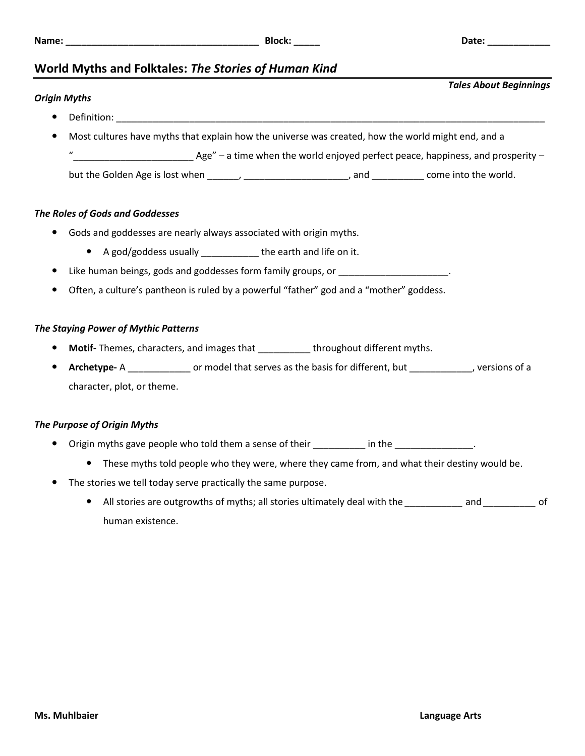Name: _____________________________________ Block: _____ Date: ____________

# World Myths and Folktales: *The Stories of Human Kind*

***Tales About Beginnings***

### *Origin Myths*

- Definition: ____________________________________________________________________________________
- Most cultures have myths that explain how the universe was created, how the world might end, and a "______________________ Age" – a time when the world enjoyed perfect peace, happiness, and prosperity – but the Golden Age is lost when ______, ___________________, and _________ come into the world.

### *The Roles of Gods and Goddesses*

- Gods and goddesses are nearly always associated with origin myths.
  - A god/goddess usually ___________ the earth and life on it.
- Like human beings, gods and goddesses form family groups, or ____________________.
- Often, a culture's pantheon is ruled by a powerful "father" god and a "mother" goddess.

### *The Staying Power of Mythic Patterns*

- **Motif-** Themes, characters, and images that __________ throughout different myths.
- **Archetype-** A ____________ or model that serves as the basis for different, but ____________, versions of a character, plot, or theme.

### *The Purpose of Origin Myths*

- Origin myths gave people who told them a sense of their __________ in the _______________.
  - These myths told people who they were, where they came from, and what their destiny would be.
- The stories we tell today serve practically the same purpose.
  - All stories are outgrowths of myths; all stories ultimately deal with the ___________ and __________ of human existence.

Ms. Muhlbaier Language Arts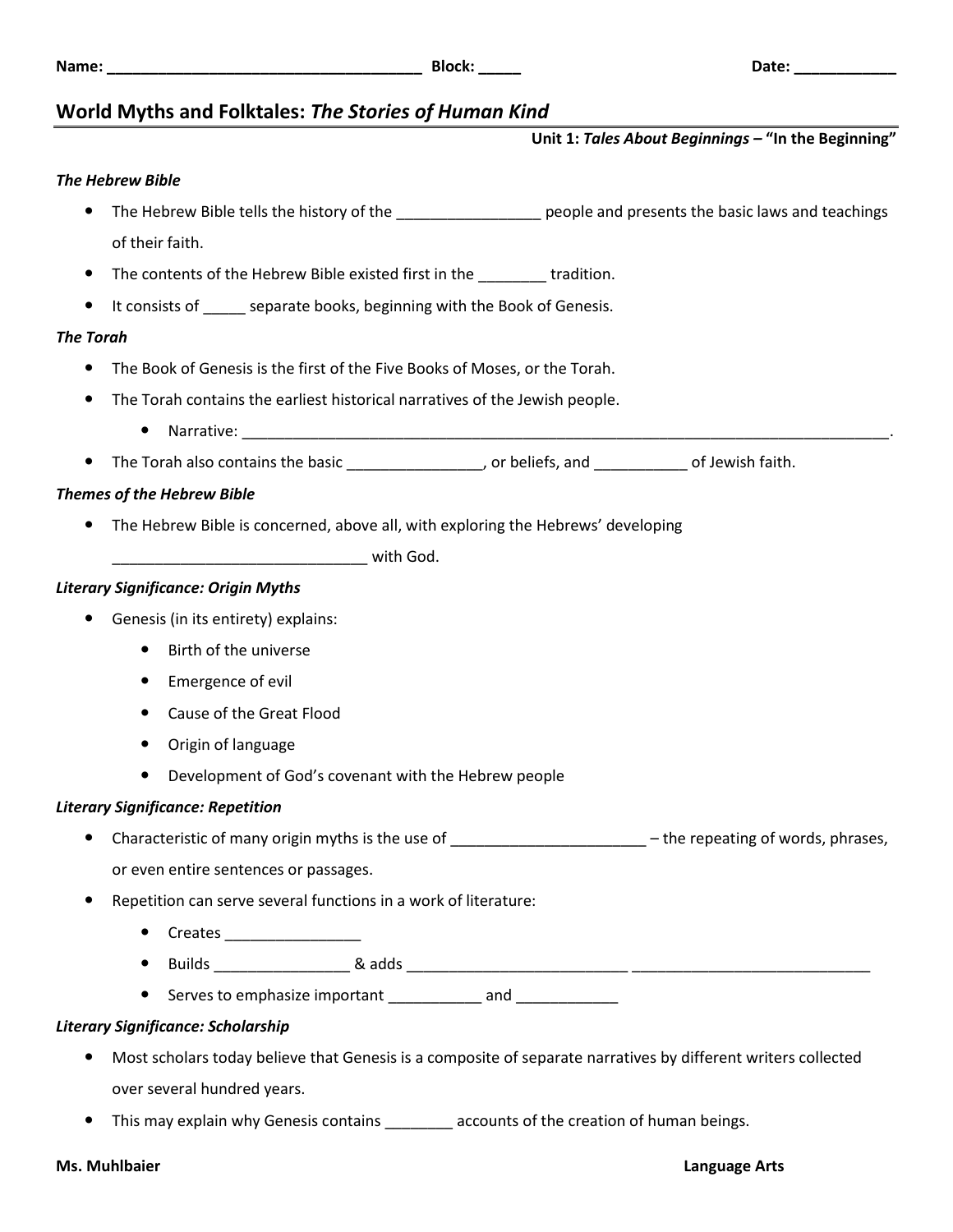Name: ______________________________________ Block: _____ Date: ____________

# World Myths and Folktales: *The Stories of Human Kind*

**Unit 1: *Tales About Beginnings* – "In the Beginning"**

***The Hebrew Bible***

- The Hebrew Bible tells the history of the _________________ people and presents the basic laws and teachings of their faith.
- The contents of the Hebrew Bible existed first in the ________ tradition.
- It consists of _____ separate books, beginning with the Book of Genesis.

***The Torah***

- The Book of Genesis is the first of the Five Books of Moses, or the Torah.
- The Torah contains the earliest historical narratives of the Jewish people.
    - Narrative: ________________________________________________________________________________.
- The Torah also contains the basic ________________, or beliefs, and ___________ of Jewish faith.

***Themes of the Hebrew Bible***

- The Hebrew Bible is concerned, above all, with exploring the Hebrews' developing ______________________________ with God.

***Literary Significance: Origin Myths***

- Genesis (in its entirety) explains:
    - Birth of the universe
    - Emergence of evil
    - Cause of the Great Flood
    - Origin of language
    - Development of God's covenant with the Hebrew people

***Literary Significance: Repetition***

- Characteristic of many origin myths is the use of _______________________ – the repeating of words, phrases, or even entire sentences or passages.
- Repetition can serve several functions in a work of literature:
    - Creates ________________
    - Builds ________________ & adds __________________________ ____________________________
    - Serves to emphasize important ___________ and ____________

***Literary Significance: Scholarship***

- Most scholars today believe that Genesis is a composite of separate narratives by different writers collected over several hundred years.
- This may explain why Genesis contains ________ accounts of the creation of human beings.

Ms. Muhlbaier Language Arts